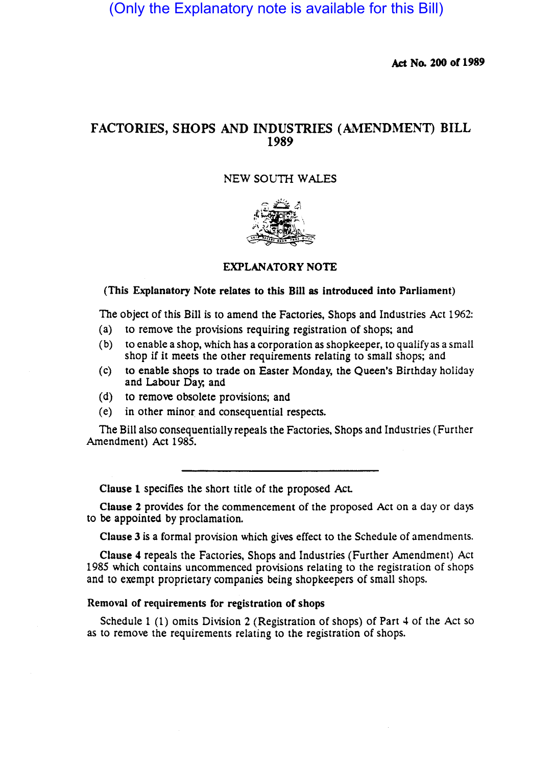(Only the Explanatory note is available for this Bill)

**Act No. 200 of 1989**

# FACTORIES, SHOPS AND INDUSTRIES (AMENDMENT) BILL 1989

NEW SOUTH WALES

## EXPLANATORY NOTE

**(This Explanatory Note relates to this Bill as introduced into Parliament)**

The object of this Bill is to amend the Factories, Shops and Industries Act 1962:

(a) to remove the provisions requiring registration of shops; and

(b) to enable a shop, which has a corporation as shopkeeper, to qualify as a small shop if it meets the other requirements relating to small shops; and

(c) to enable shops to trade on Easter Monday, the Queen's Birthday holiday and Labour Day; and

(d) to remove obsolete provisions; and

(e) in other minor and consequential respects.

The Bill also consequentially repeals the Factories, Shops and Industries (Further Amendment) Act 1985.

---

**Clause 1** specifies the short title of the proposed Act.

**Clause 2** provides for the commencement of the proposed Act on a day or days to be appointed by proclamation.

**Clause 3** is a formal provision which gives effect to the Schedule of amendments.

**Clause 4** repeals the Factories, Shops and Industries (Further Amendment) Act 1985 which contains uncommenced provisions relating to the registration of shops and to exempt proprietary companies being shopkeepers of small shops.

### Removal of requirements for registration of shops

Schedule 1 (1) omits Division 2 (Registration of shops) of Part 4 of the Act so as to remove the requirements relating to the registration of shops.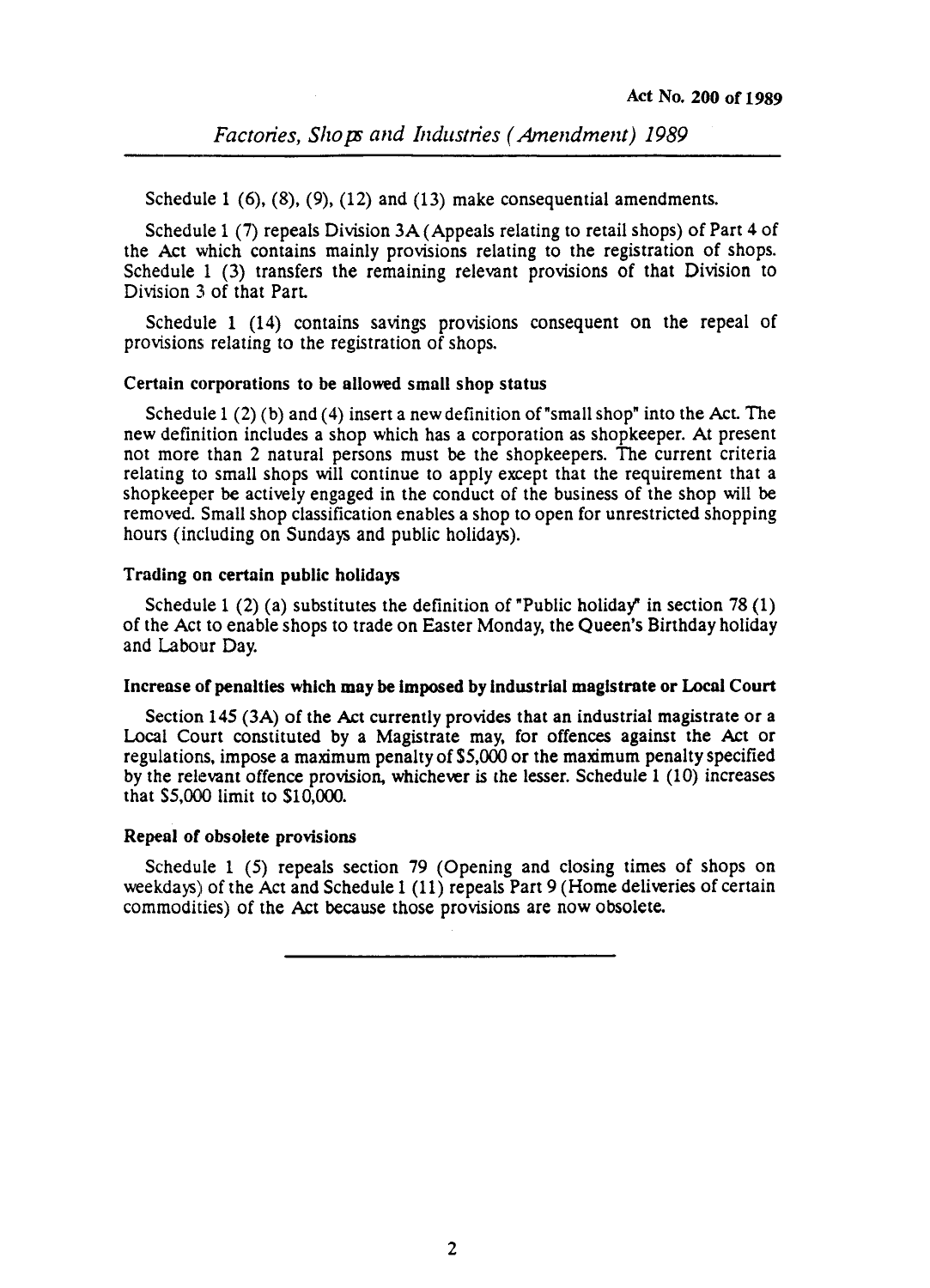Schedule 1 (6), (8), (9), (12) and (13) make consequential amendments.

Schedule 1 (7) repeals Division 3A (Appeals relating to retail shops) of Part 4 of the Act which contains mainly provisions relating to the registration of shops. Schedule 1 (3) transfers the remaining relevant provisions of that Division to Division 3 of that Part.

Schedule 1 (14) contains savings provisions consequent on the repeal of provisions relating to the registration of shops.

#### Certain corporations to be allowed small shop status

Schedule 1 (2) (b) and (4) insert a new definition of "small shop" into the Act. The new definition includes a shop which has a corporation as shopkeeper. At present not more than 2 natural persons must be the shopkeepers. The current criteria relating to small shops will continue to apply except that the requirement that a shopkeeper be actively engaged in the conduct of the business of the shop will be removed. Small shop classification enables a shop to open for unrestricted shopping hours (including on Sundays and public holidays).

#### Trading on certain public holidays

Schedule 1 (2) (a) substitutes the definition of "Public holiday" in section 78 (1) of the Act to enable shops to trade on Easter Monday, the Queen's Birthday holiday and Labour Day.

#### Increase of penalties which may be imposed by industrial magistrate or Local Court

Section 145 (3A) of the Act currently provides that an industrial magistrate or a Local Court constituted by a Magistrate may, for offences against the Act or regulations, impose a maximum penalty of $5,000 or the maximum penalty specified by the relevant offence provision, whichever is the lesser. Schedule 1 (10) increases that $5,000 limit to $10,000.

#### Repeal of obsolete provisions

Schedule 1 (5) repeals section 79 (Opening and closing times of shops on weekdays) of the Act and Schedule 1 (11) repeals Part 9 (Home deliveries of certain commodities) of the Act because those provisions are now obsolete.